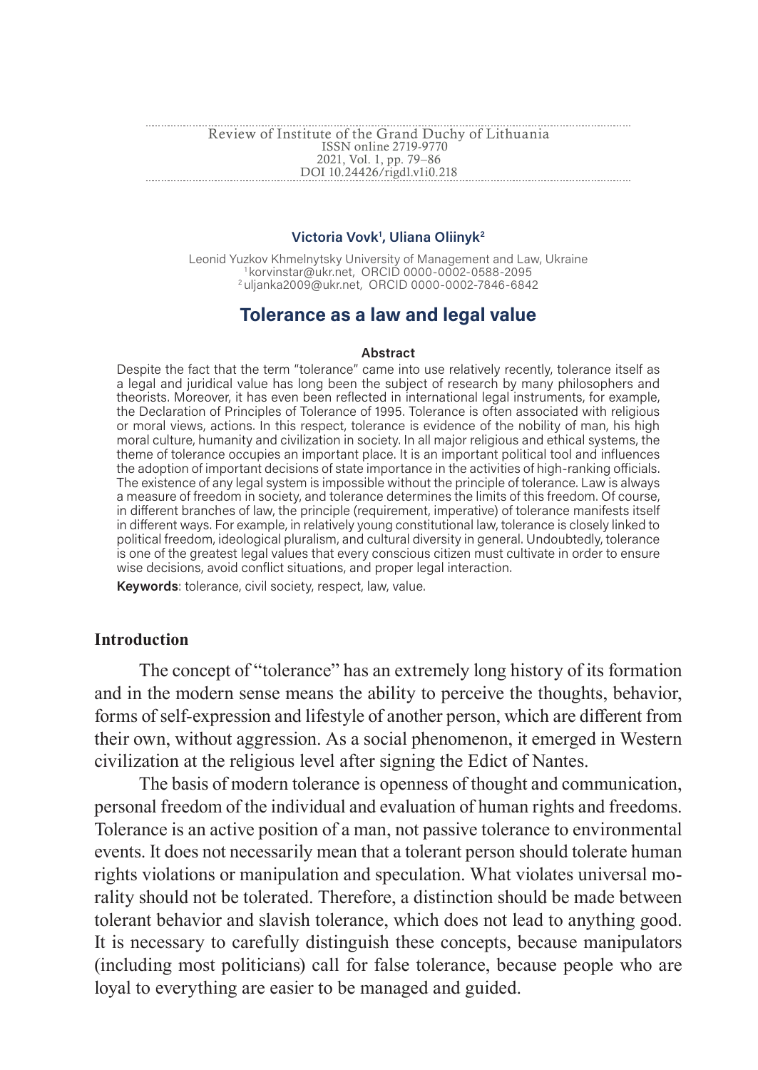# Tolerance as a law and legal value

**Victoria Vovk[1], Uliana Oliinyk[2]**

Leonid Yuzkov Khmelnytsky University of Management and Law, Ukraine
[1] korvinstar@ukr.net, ORCID 0000-0002-0588-2095
[2] uljanka2009@ukr.net, ORCID 0000-0002-7846-6842

**Abstract**

Despite the fact that the term "tolerance" came into use relatively recently, tolerance itself as a legal and juridical value has long been the subject of research by many philosophers and theorists. Moreover, it has even been reflected in international legal instruments, for example, the Declaration of Principles of Tolerance of 1995. Tolerance is often associated with religious or moral views, actions. In this respect, tolerance is evidence of the nobility of man, his high moral culture, humanity and civilization in society. In all major religious and ethical systems, the theme of tolerance occupies an important place. It is an important political tool and influences the adoption of important decisions of state importance in the activities of high-ranking officials. The existence of any legal system is impossible without the principle of tolerance. Law is always a measure of freedom in society, and tolerance determines the limits of this freedom. Of course, in different branches of law, the principle (requirement, imperative) of tolerance manifests itself in different ways. For example, in relatively young constitutional law, tolerance is closely linked to political freedom, ideological pluralism, and cultural diversity in general. Undoubtedly, tolerance is one of the greatest legal values that every conscious citizen must cultivate in order to ensure wise decisions, avoid conflict situations, and proper legal interaction.

**Keywords**: tolerance, civil society, respect, law, value.

## Introduction

The concept of "tolerance" has an extremely long history of its formation and in the modern sense means the ability to perceive the thoughts, behavior, forms of self-expression and lifestyle of another person, which are different from their own, without aggression. As a social phenomenon, it emerged in Western civilization at the religious level after signing the Edict of Nantes.

The basis of modern tolerance is openness of thought and communication, personal freedom of the individual and evaluation of human rights and freedoms. Tolerance is an active position of a man, not passive tolerance to environmental events. It does not necessarily mean that a tolerant person should tolerate human rights violations or manipulation and speculation. What violates universal morality should not be tolerated. Therefore, a distinction should be made between tolerant behavior and slavish tolerance, which does not lead to anything good. It is necessary to carefully distinguish these concepts, because manipulators (including most politicians) call for false tolerance, because people who are loyal to everything are easier to be managed and guided.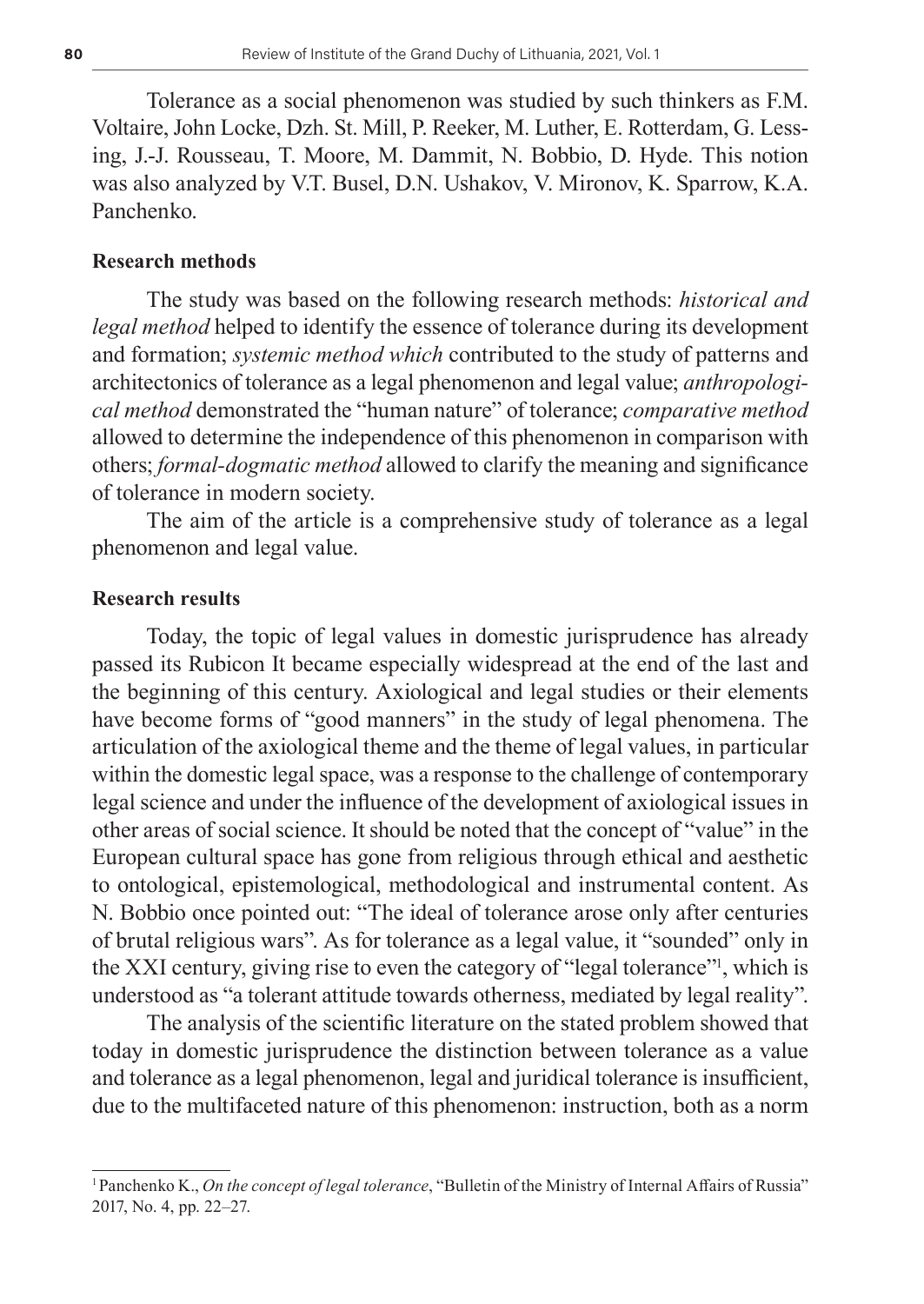Tolerance as a social phenomenon was studied by such thinkers as F.M. Voltaire, John Locke, Dzh. St. Mill, P. Reeker, M. Luther, E. Rotterdam, G. Lessing, J.-J. Rousseau, T. Moore, M. Dammit, N. Bobbio, D. Hyde. This notion was also analyzed by V.T. Busel, D.N. Ushakov, V. Mironov, K. Sparrow, K.A. Panchenko.

**Research methods**

The study was based on the following research methods: *historical and legal method* helped to identify the essence of tolerance during its development and formation; *systemic method which* contributed to the study of patterns and architectonics of tolerance as a legal phenomenon and legal value; *anthropological method* demonstrated the "human nature" of tolerance; *comparative method* allowed to determine the independence of this phenomenon in comparison with others; *formal-dogmatic method* allowed to clarify the meaning and significance of tolerance in modern society.

The aim of the article is a comprehensive study of tolerance as a legal phenomenon and legal value.

**Research results**

Today, the topic of legal values in domestic jurisprudence has already passed its Rubicon It became especially widespread at the end of the last and the beginning of this century. Axiological and legal studies or their elements have become forms of "good manners" in the study of legal phenomena. The articulation of the axiological theme and the theme of legal values, in particular within the domestic legal space, was a response to the challenge of contemporary legal science and under the influence of the development of axiological issues in other areas of social science. It should be noted that the concept of "value" in the European cultural space has gone from religious through ethical and aesthetic to ontological, epistemological, methodological and instrumental content. As N. Bobbio once pointed out: "The ideal of tolerance arose only after centuries of brutal religious wars". As for tolerance as a legal value, it "sounded" only in the XXI century, giving rise to even the category of "legal tolerance"[1], which is understood as "a tolerant attitude towards otherness, mediated by legal reality".

The analysis of the scientific literature on the stated problem showed that today in domestic jurisprudence the distinction between tolerance as a value and tolerance as a legal phenomenon, legal and juridical tolerance is insufficient, due to the multifaceted nature of this phenomenon: instruction, both as a norm

---

[1] Panchenko K., *On the concept of legal tolerance*, "Bulletin of the Ministry of Internal Affairs of Russia" 2017, No. 4, pp. 22–27.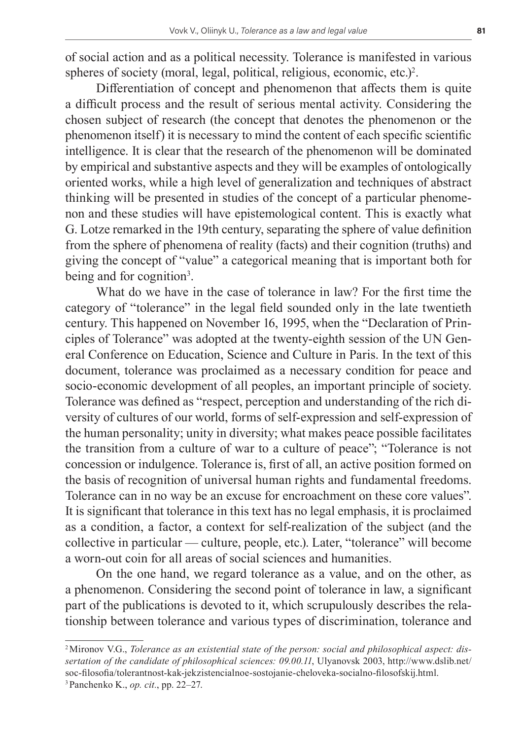of social action and as a political necessity. Tolerance is manifested in various spheres of society (moral, legal, political, religious, economic, etc.)[2].

Differentiation of concept and phenomenon that affects them is quite a difficult process and the result of serious mental activity. Considering the chosen subject of research (the concept that denotes the phenomenon or the phenomenon itself) it is necessary to mind the content of each specific scientific intelligence. It is clear that the research of the phenomenon will be dominated by empirical and substantive aspects and they will be examples of ontologically oriented works, while a high level of generalization and techniques of abstract thinking will be presented in studies of the concept of a particular phenomenon and these studies will have epistemological content. This is exactly what G. Lotze remarked in the 19th century, separating the sphere of value definition from the sphere of phenomena of reality (facts) and their cognition (truths) and giving the concept of "value" a categorical meaning that is important both for being and for cognition[3].

What do we have in the case of tolerance in law? For the first time the category of "tolerance" in the legal field sounded only in the late twentieth century. This happened on November 16, 1995, when the "Declaration of Principles of Tolerance" was adopted at the twenty-eighth session of the UN General Conference on Education, Science and Culture in Paris. In the text of this document, tolerance was proclaimed as a necessary condition for peace and socio-economic development of all peoples, an important principle of society. Tolerance was defined as "respect, perception and understanding of the rich diversity of cultures of our world, forms of self-expression and self-expression of the human personality; unity in diversity; what makes peace possible facilitates the transition from a culture of war to a culture of peace"; "Tolerance is not concession or indulgence. Tolerance is, first of all, an active position formed on the basis of recognition of universal human rights and fundamental freedoms. Tolerance can in no way be an excuse for encroachment on these core values". It is significant that tolerance in this text has no legal emphasis, it is proclaimed as a condition, a factor, a context for self-realization of the subject (and the collective in particular — culture, people, etc.). Later, "tolerance" will become a worn-out coin for all areas of social sciences and humanities.

On the one hand, we regard tolerance as a value, and on the other, as a phenomenon. Considering the second point of tolerance in law, a significant part of the publications is devoted to it, which scrupulously describes the relationship between tolerance and various types of discrimination, tolerance and

---

[2] Mironov V.G., *Tolerance as an existential state of the person: social and philosophical aspect: dissertation of the candidate of philosophical sciences: 09.00.11*, Ulyanovsk 2003, http://www.dslib.net/soc-filosofia/tolerantnost-kak-jekzistencialnoe-sostojanie-cheloveka-socialno-filosofskij.html.

[3] Panchenko K., *op. cit*., pp. 22–27.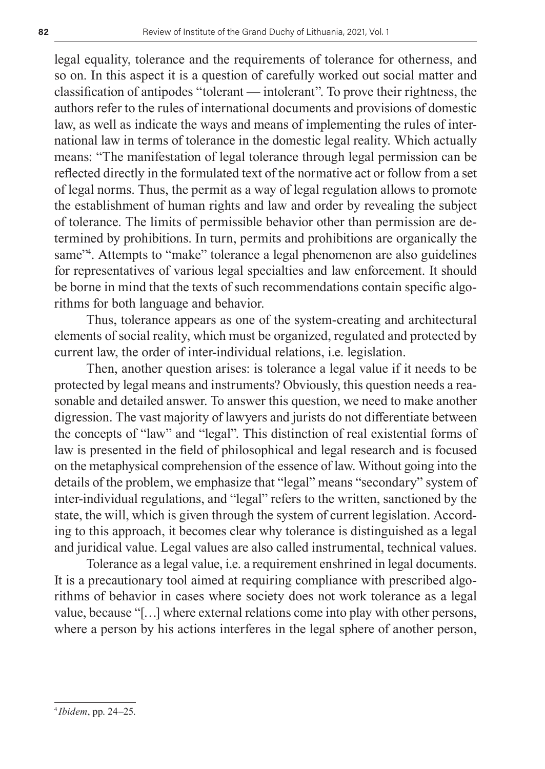legal equality, tolerance and the requirements of tolerance for otherness, and so on. In this aspect it is a question of carefully worked out social matter and classification of antipodes "tolerant — intolerant". To prove their rightness, the authors refer to the rules of international documents and provisions of domestic law, as well as indicate the ways and means of implementing the rules of international law in terms of tolerance in the domestic legal reality. Which actually means: "The manifestation of legal tolerance through legal permission can be reflected directly in the formulated text of the normative act or follow from a set of legal norms. Thus, the permit as a way of legal regulation allows to promote the establishment of human rights and law and order by revealing the subject of tolerance. The limits of permissible behavior other than permission are determined by prohibitions. In turn, permits and prohibitions are organically the same"[4]. Attempts to "make" tolerance a legal phenomenon are also guidelines for representatives of various legal specialties and law enforcement. It should be borne in mind that the texts of such recommendations contain specific algorithms for both language and behavior.

Thus, tolerance appears as one of the system-creating and architectural elements of social reality, which must be organized, regulated and protected by current law, the order of inter-individual relations, i.e. legislation.

Then, another question arises: is tolerance a legal value if it needs to be protected by legal means and instruments? Obviously, this question needs a reasonable and detailed answer. To answer this question, we need to make another digression. The vast majority of lawyers and jurists do not differentiate between the concepts of "law" and "legal". This distinction of real existential forms of law is presented in the field of philosophical and legal research and is focused on the metaphysical comprehension of the essence of law. Without going into the details of the problem, we emphasize that "legal" means "secondary" system of inter-individual regulations, and "legal" refers to the written, sanctioned by the state, the will, which is given through the system of current legislation. According to this approach, it becomes clear why tolerance is distinguished as a legal and juridical value. Legal values are also called instrumental, technical values.

Tolerance as a legal value, i.e. a requirement enshrined in legal documents. It is a precautionary tool aimed at requiring compliance with prescribed algorithms of behavior in cases where society does not work tolerance as a legal value, because "[…] where external relations come into play with other persons, where a person by his actions interferes in the legal sphere of another person,

---

[4] *Ibidem*, pp. 24–25.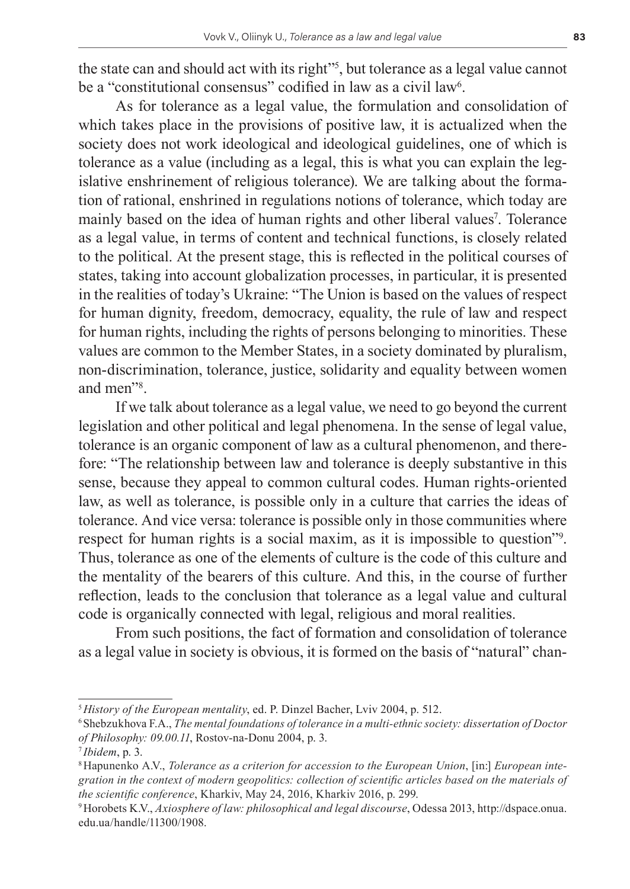the state can and should act with its right"[5], but tolerance as a legal value cannot be a "constitutional consensus" codified in law as a civil law[6].

As for tolerance as a legal value, the formulation and consolidation of which takes place in the provisions of positive law, it is actualized when the society does not work ideological and ideological guidelines, one of which is tolerance as a value (including as a legal, this is what you can explain the legislative enshrinement of religious tolerance). We are talking about the formation of rational, enshrined in regulations notions of tolerance, which today are mainly based on the idea of human rights and other liberal values[7]. Tolerance as a legal value, in terms of content and technical functions, is closely related to the political. At the present stage, this is reflected in the political courses of states, taking into account globalization processes, in particular, it is presented in the realities of today's Ukraine: "The Union is based on the values of respect for human dignity, freedom, democracy, equality, the rule of law and respect for human rights, including the rights of persons belonging to minorities. These values are common to the Member States, in a society dominated by pluralism, non-discrimination, tolerance, justice, solidarity and equality between women and men"[8].

If we talk about tolerance as a legal value, we need to go beyond the current legislation and other political and legal phenomena. In the sense of legal value, tolerance is an organic component of law as a cultural phenomenon, and therefore: "The relationship between law and tolerance is deeply substantive in this sense, because they appeal to common cultural codes. Human rights-oriented law, as well as tolerance, is possible only in a culture that carries the ideas of tolerance. And vice versa: tolerance is possible only in those communities where respect for human rights is a social maxim, as it is impossible to question"[9]. Thus, tolerance as one of the elements of culture is the code of this culture and the mentality of the bearers of this culture. And this, in the course of further reflection, leads to the conclusion that tolerance as a legal value and cultural code is organically connected with legal, religious and moral realities.

From such positions, the fact of formation and consolidation of tolerance as a legal value in society is obvious, it is formed on the basis of "natural" chan-

---

[5] *History of the European mentality*, ed. P. Dinzel Bacher, Lviv 2004, p. 512.

[6] Shebzukhova F.A., *The mental foundations of tolerance in a multi-ethnic society: dissertation of Doctor of Philosophy: 09.00.11*, Rostov-na-Donu 2004, p. 3.

[7] *Ibidem*, p. 3.

[8] Hapunenko A.V., *Tolerance as a criterion for accession to the European Union*, [in:] *European integration in the context of modern geopolitics: collection of scientific articles based on the materials of the scientific conference*, Kharkiv, May 24, 2016, Kharkiv 2016, p. 299.

[9] Horobets K.V., *Axiosphere of law: philosophical and legal discourse*, Odessa 2013, http://dspace.onua.edu.ua/handle/11300/1908.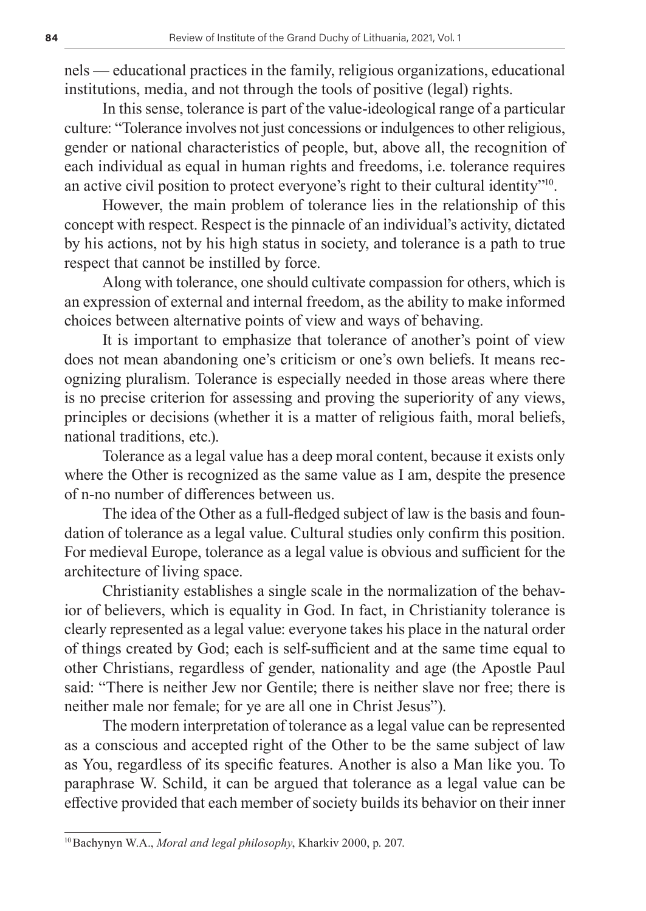nels — educational practices in the family, religious organizations, educational institutions, media, and not through the tools of positive (legal) rights.

In this sense, tolerance is part of the value-ideological range of a particular culture: "Tolerance involves not just concessions or indulgences to other religious, gender or national characteristics of people, but, above all, the recognition of each individual as equal in human rights and freedoms, i.e. tolerance requires an active civil position to protect everyone's right to their cultural identity"[10].

However, the main problem of tolerance lies in the relationship of this concept with respect. Respect is the pinnacle of an individual's activity, dictated by his actions, not by his high status in society, and tolerance is a path to true respect that cannot be instilled by force.

Along with tolerance, one should cultivate compassion for others, which is an expression of external and internal freedom, as the ability to make informed choices between alternative points of view and ways of behaving.

It is important to emphasize that tolerance of another's point of view does not mean abandoning one's criticism or one's own beliefs. It means recognizing pluralism. Tolerance is especially needed in those areas where there is no precise criterion for assessing and proving the superiority of any views, principles or decisions (whether it is a matter of religious faith, moral beliefs, national traditions, etc.).

Tolerance as a legal value has a deep moral content, because it exists only where the Other is recognized as the same value as I am, despite the presence of n-no number of differences between us.

The idea of the Other as a full-fledged subject of law is the basis and foundation of tolerance as a legal value. Cultural studies only confirm this position. For medieval Europe, tolerance as a legal value is obvious and sufficient for the architecture of living space.

Christianity establishes a single scale in the normalization of the behavior of believers, which is equality in God. In fact, in Christianity tolerance is clearly represented as a legal value: everyone takes his place in the natural order of things created by God; each is self-sufficient and at the same time equal to other Christians, regardless of gender, nationality and age (the Apostle Paul said: "There is neither Jew nor Gentile; there is neither slave nor free; there is neither male nor female; for ye are all one in Christ Jesus").

The modern interpretation of tolerance as a legal value can be represented as a conscious and accepted right of the Other to be the same subject of law as You, regardless of its specific features. Another is also a Man like you. To paraphrase W. Schild, it can be argued that tolerance as a legal value can be effective provided that each member of society builds its behavior on their inner

---

[10] Bachynyn W.A., *Moral and legal philosophy*, Kharkiv 2000, p. 207.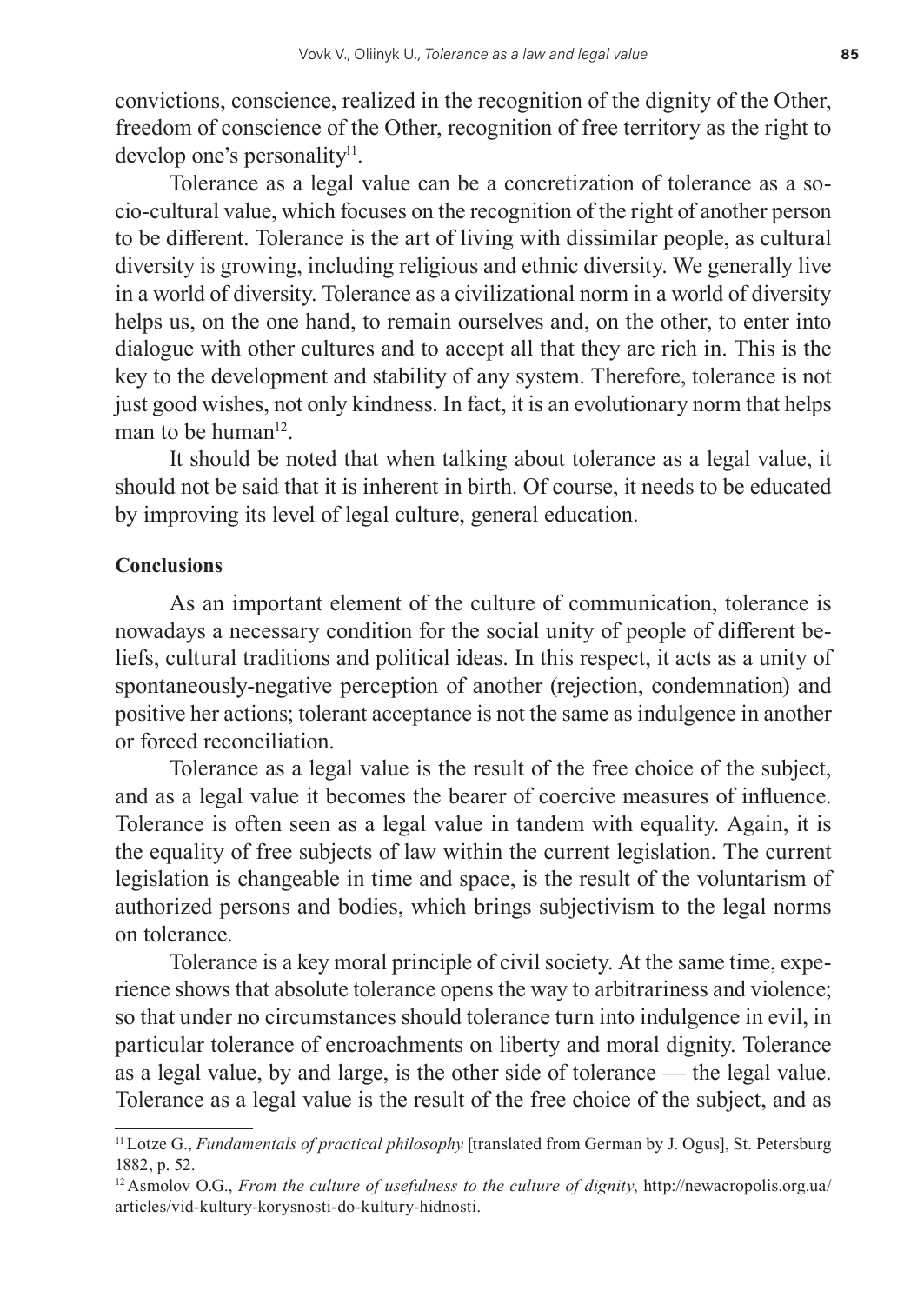convictions, conscience, realized in the recognition of the dignity of the Other, freedom of conscience of the Other, recognition of free territory as the right to develop one's personality[11].

Tolerance as a legal value can be a concretization of tolerance as a socio-cultural value, which focuses on the recognition of the right of another person to be different. Tolerance is the art of living with dissimilar people, as cultural diversity is growing, including religious and ethnic diversity. We generally live in a world of diversity. Tolerance as a civilizational norm in a world of diversity helps us, on the one hand, to remain ourselves and, on the other, to enter into dialogue with other cultures and to accept all that they are rich in. This is the key to the development and stability of any system. Therefore, tolerance is not just good wishes, not only kindness. In fact, it is an evolutionary norm that helps man to be human[12].

It should be noted that when talking about tolerance as a legal value, it should not be said that it is inherent in birth. Of course, it needs to be educated by improving its level of legal culture, general education.

**Conclusions**

As an important element of the culture of communication, tolerance is nowadays a necessary condition for the social unity of people of different beliefs, cultural traditions and political ideas. In this respect, it acts as a unity of spontaneously-negative perception of another (rejection, condemnation) and positive her actions; tolerant acceptance is not the same as indulgence in another or forced reconciliation.

Tolerance as a legal value is the result of the free choice of the subject, and as a legal value it becomes the bearer of coercive measures of influence. Tolerance is often seen as a legal value in tandem with equality. Again, it is the equality of free subjects of law within the current legislation. The current legislation is changeable in time and space, is the result of the voluntarism of authorized persons and bodies, which brings subjectivism to the legal norms on tolerance.

Tolerance is a key moral principle of civil society. At the same time, experience shows that absolute tolerance opens the way to arbitrariness and violence; so that under no circumstances should tolerance turn into indulgence in evil, in particular tolerance of encroachments on liberty and moral dignity. Tolerance as a legal value, by and large, is the other side of tolerance — the legal value. Tolerance as a legal value is the result of the free choice of the subject, and as

---

[11] Lotze G., *Fundamentals of practical philosophy* [translated from German by J. Ogus], St. Petersburg 1882, p. 52.

[12] Asmolov O.G., *From the culture of usefulness to the culture of dignity*, http://newacropolis.org.ua/articles/vid-kultury-korysnosti-do-kultury-hidnosti.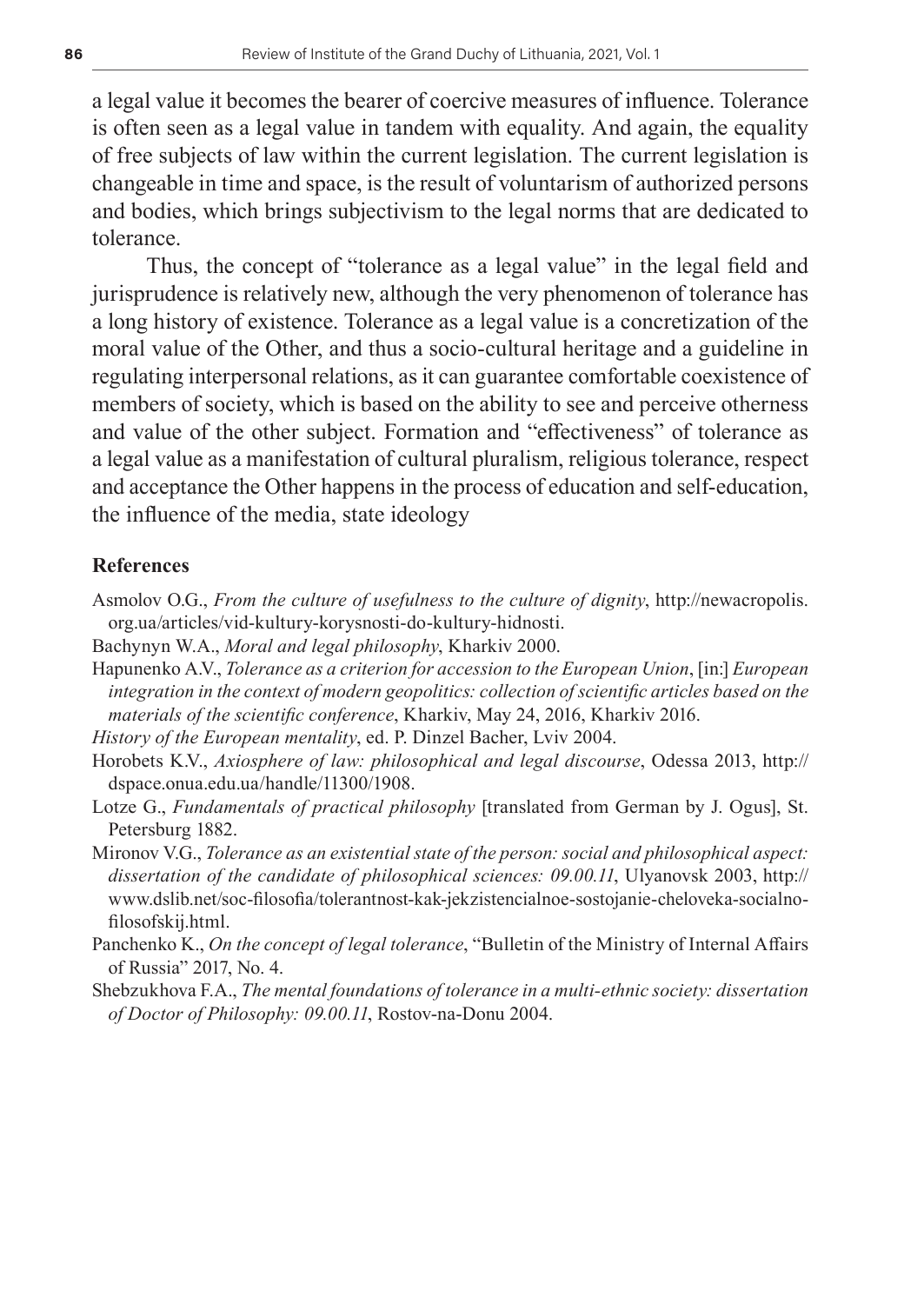a legal value it becomes the bearer of coercive measures of influence. Tolerance is often seen as a legal value in tandem with equality. And again, the equality of free subjects of law within the current legislation. The current legislation is changeable in time and space, is the result of voluntarism of authorized persons and bodies, which brings subjectivism to the legal norms that are dedicated to tolerance.

Thus, the concept of "tolerance as a legal value" in the legal field and jurisprudence is relatively new, although the very phenomenon of tolerance has a long history of existence. Tolerance as a legal value is a concretization of the moral value of the Other, and thus a socio-cultural heritage and a guideline in regulating interpersonal relations, as it can guarantee comfortable coexistence of members of society, which is based on the ability to see and perceive otherness and value of the other subject. Formation and "effectiveness" of tolerance as a legal value as a manifestation of cultural pluralism, religious tolerance, respect and acceptance the Other happens in the process of education and self-education, the influence of the media, state ideology

## References

Asmolov O.G., *From the culture of usefulness to the culture of dignity*, http://newacropolis.org.ua/articles/vid-kultury-korysnosti-do-kultury-hidnosti.

Bachynyn W.A., *Moral and legal philosophy*, Kharkiv 2000.

Hapunenko A.V., *Tolerance as a criterion for accession to the European Union*, [in:] *European integration in the context of modern geopolitics: collection of scientific articles based on the materials of the scientific conference*, Kharkiv, May 24, 2016, Kharkiv 2016.

*History of the European mentality*, ed. P. Dinzel Bacher, Lviv 2004.

Horobets K.V., *Axiosphere of law: philosophical and legal discourse*, Odessa 2013, http://dspace.onua.edu.ua/handle/11300/1908.

Lotze G., *Fundamentals of practical philosophy* [translated from German by J. Ogus], St. Petersburg 1882.

Mironov V.G., *Tolerance as an existential state of the person: social and philosophical aspect: dissertation of the candidate of philosophical sciences: 09.00.11*, Ulyanovsk 2003, http://www.dslib.net/soc-filosofia/tolerantnost-kak-jekzistencialnoe-sostojanie-cheloveka-socialno-filosofskij.html.

Panchenko K., *On the concept of legal tolerance*, "Bulletin of the Ministry of Internal Affairs of Russia" 2017, No. 4.

Shebzukhova F.A., *The mental foundations of tolerance in a multi-ethnic society: dissertation of Doctor of Philosophy: 09.00.11*, Rostov-na-Donu 2004.